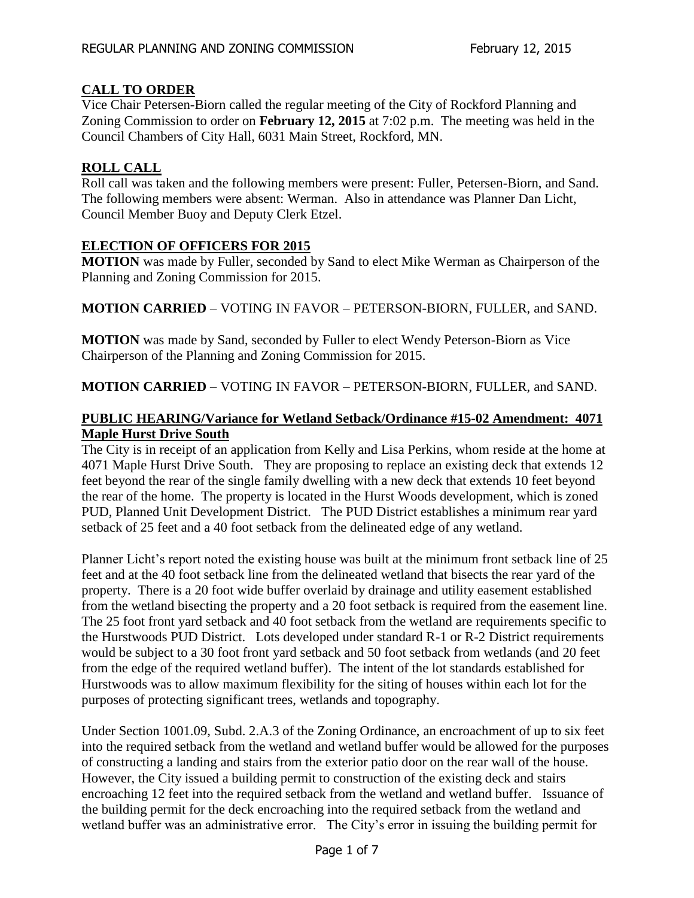## CALL TO ORDER

Vice Chair Petersen-Biorn called the regular meeting of the City of Rockford Planning and Zoning Commission to order on **February 12, 2015** at 7:02 p.m. The meeting was held in the Council Chambers of City Hall, 6031 Main Street, Rockford, MN.

## ROLL CALL

Roll call was taken and the following members were present: Fuller, Petersen-Biorn, and Sand. The following members were absent: Werman. Also in attendance was Planner Dan Licht, Council Member Buoy and Deputy Clerk Etzel.

## ELECTION OF OFFICERS FOR 2015

**MOTION** was made by Fuller, seconded by Sand to elect Mike Werman as Chairperson of the Planning and Zoning Commission for 2015.

**MOTION CARRIED** – VOTING IN FAVOR – PETERSON-BIORN, FULLER, and SAND.

**MOTION** was made by Sand, seconded by Fuller to elect Wendy Peterson-Biorn as Vice Chairperson of the Planning and Zoning Commission for 2015.

**MOTION CARRIED** – VOTING IN FAVOR – PETERSON-BIORN, FULLER, and SAND.

## PUBLIC HEARING/Variance for Wetland Setback/Ordinance #15-02 Amendment: 4071 Maple Hurst Drive South

The City is in receipt of an application from Kelly and Lisa Perkins, whom reside at the home at 4071 Maple Hurst Drive South. They are proposing to replace an existing deck that extends 12 feet beyond the rear of the single family dwelling with a new deck that extends 10 feet beyond the rear of the home. The property is located in the Hurst Woods development, which is zoned PUD, Planned Unit Development District. The PUD District establishes a minimum rear yard setback of 25 feet and a 40 foot setback from the delineated edge of any wetland.

Planner Licht's report noted the existing house was built at the minimum front setback line of 25 feet and at the 40 foot setback line from the delineated wetland that bisects the rear yard of the property. There is a 20 foot wide buffer overlaid by drainage and utility easement established from the wetland bisecting the property and a 20 foot setback is required from the easement line. The 25 foot front yard setback and 40 foot setback from the wetland are requirements specific to the Hurstwoods PUD District. Lots developed under standard R-1 or R-2 District requirements would be subject to a 30 foot front yard setback and 50 foot setback from wetlands (and 20 feet from the edge of the required wetland buffer). The intent of the lot standards established for Hurstwoods was to allow maximum flexibility for the siting of houses within each lot for the purposes of protecting significant trees, wetlands and topography.

Under Section 1001.09, Subd. 2.A.3 of the Zoning Ordinance, an encroachment of up to six feet into the required setback from the wetland and wetland buffer would be allowed for the purposes of constructing a landing and stairs from the exterior patio door on the rear wall of the house. However, the City issued a building permit to construction of the existing deck and stairs encroaching 12 feet into the required setback from the wetland and wetland buffer. Issuance of the building permit for the deck encroaching into the required setback from the wetland and wetland buffer was an administrative error. The City's error in issuing the building permit for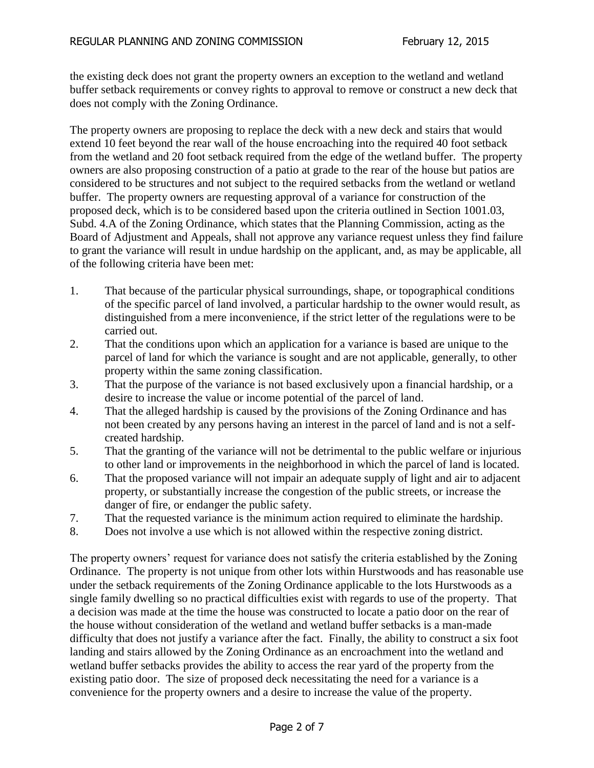the existing deck does not grant the property owners an exception to the wetland and wetland buffer setback requirements or convey rights to approval to remove or construct a new deck that does not comply with the Zoning Ordinance.

The property owners are proposing to replace the deck with a new deck and stairs that would extend 10 feet beyond the rear wall of the house encroaching into the required 40 foot setback from the wetland and 20 foot setback required from the edge of the wetland buffer. The property owners are also proposing construction of a patio at grade to the rear of the house but patios are considered to be structures and not subject to the required setbacks from the wetland or wetland buffer. The property owners are requesting approval of a variance for construction of the proposed deck, which is to be considered based upon the criteria outlined in Section 1001.03, Subd. 4.A of the Zoning Ordinance, which states that the Planning Commission, acting as the Board of Adjustment and Appeals, shall not approve any variance request unless they find failure to grant the variance will result in undue hardship on the applicant, and, as may be applicable, all of the following criteria have been met:

1. That because of the particular physical surroundings, shape, or topographical conditions of the specific parcel of land involved, a particular hardship to the owner would result, as distinguished from a mere inconvenience, if the strict letter of the regulations were to be carried out.
2. That the conditions upon which an application for a variance is based are unique to the parcel of land for which the variance is sought and are not applicable, generally, to other property within the same zoning classification.
3. That the purpose of the variance is not based exclusively upon a financial hardship, or a desire to increase the value or income potential of the parcel of land.
4. That the alleged hardship is caused by the provisions of the Zoning Ordinance and has not been created by any persons having an interest in the parcel of land and is not a self-created hardship.
5. That the granting of the variance will not be detrimental to the public welfare or injurious to other land or improvements in the neighborhood in which the parcel of land is located.
6. That the proposed variance will not impair an adequate supply of light and air to adjacent property, or substantially increase the congestion of the public streets, or increase the danger of fire, or endanger the public safety.
7. That the requested variance is the minimum action required to eliminate the hardship.
8. Does not involve a use which is not allowed within the respective zoning district.

The property owners' request for variance does not satisfy the criteria established by the Zoning Ordinance. The property is not unique from other lots within Hurstwoods and has reasonable use under the setback requirements of the Zoning Ordinance applicable to the lots Hurstwoods as a single family dwelling so no practical difficulties exist with regards to use of the property. That a decision was made at the time the house was constructed to locate a patio door on the rear of the house without consideration of the wetland and wetland buffer setbacks is a man-made difficulty that does not justify a variance after the fact. Finally, the ability to construct a six foot landing and stairs allowed by the Zoning Ordinance as an encroachment into the wetland and wetland buffer setbacks provides the ability to access the rear yard of the property from the existing patio door. The size of proposed deck necessitating the need for a variance is a convenience for the property owners and a desire to increase the value of the property.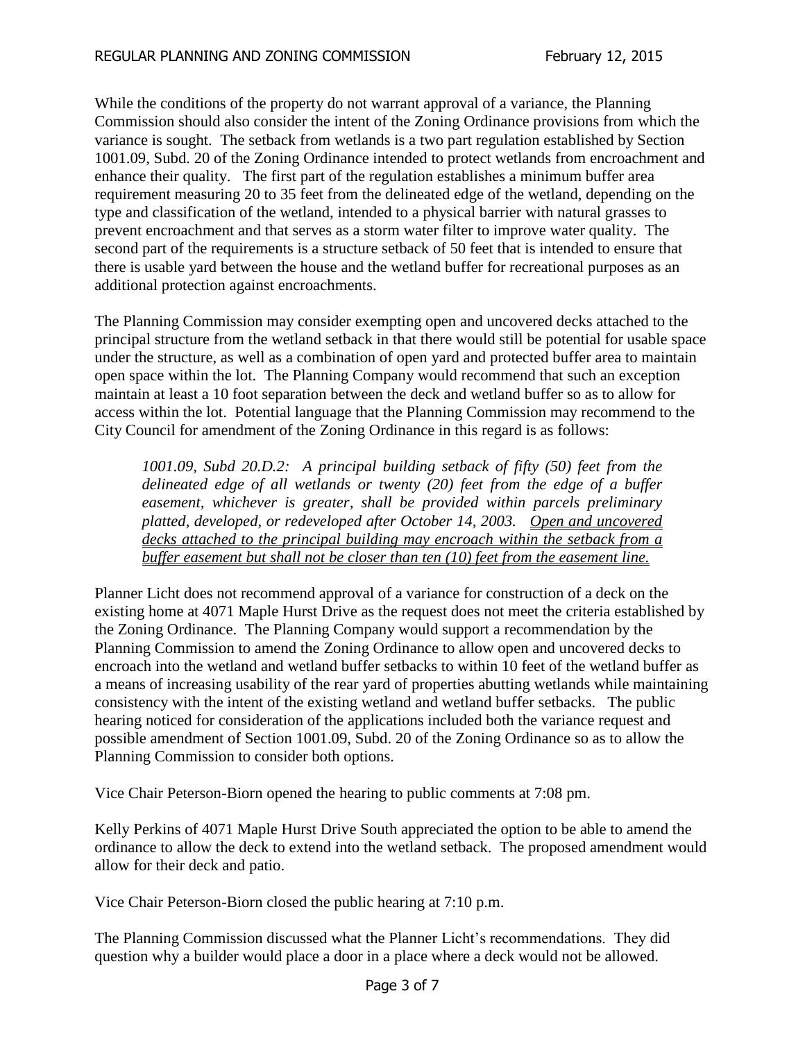While the conditions of the property do not warrant approval of a variance, the Planning Commission should also consider the intent of the Zoning Ordinance provisions from which the variance is sought. The setback from wetlands is a two part regulation established by Section 1001.09, Subd. 20 of the Zoning Ordinance intended to protect wetlands from encroachment and enhance their quality. The first part of the regulation establishes a minimum buffer area requirement measuring 20 to 35 feet from the delineated edge of the wetland, depending on the type and classification of the wetland, intended to a physical barrier with natural grasses to prevent encroachment and that serves as a storm water filter to improve water quality. The second part of the requirements is a structure setback of 50 feet that is intended to ensure that there is usable yard between the house and the wetland buffer for recreational purposes as an additional protection against encroachments.

The Planning Commission may consider exempting open and uncovered decks attached to the principal structure from the wetland setback in that there would still be potential for usable space under the structure, as well as a combination of open yard and protected buffer area to maintain open space within the lot. The Planning Company would recommend that such an exception maintain at least a 10 foot separation between the deck and wetland buffer so as to allow for access within the lot. Potential language that the Planning Commission may recommend to the City Council for amendment of the Zoning Ordinance in this regard is as follows:

> *1001.09, Subd 20.D.2: A principal building setback of fifty (50) feet from the delineated edge of all wetlands or twenty (20) feet from the edge of a buffer easement, whichever is greater, shall be provided within parcels preliminary platted, developed, or redeveloped after October 14, 2003. <u>Open and uncovered decks attached to the principal building may encroach within the setback from a buffer easement but shall not be closer than ten (10) feet from the easement line.</u>*

Planner Licht does not recommend approval of a variance for construction of a deck on the existing home at 4071 Maple Hurst Drive as the request does not meet the criteria established by the Zoning Ordinance. The Planning Company would support a recommendation by the Planning Commission to amend the Zoning Ordinance to allow open and uncovered decks to encroach into the wetland and wetland buffer setbacks to within 10 feet of the wetland buffer as a means of increasing usability of the rear yard of properties abutting wetlands while maintaining consistency with the intent of the existing wetland and wetland buffer setbacks. The public hearing noticed for consideration of the applications included both the variance request and possible amendment of Section 1001.09, Subd. 20 of the Zoning Ordinance so as to allow the Planning Commission to consider both options.

Vice Chair Peterson-Biorn opened the hearing to public comments at 7:08 pm.

Kelly Perkins of 4071 Maple Hurst Drive South appreciated the option to be able to amend the ordinance to allow the deck to extend into the wetland setback. The proposed amendment would allow for their deck and patio.

Vice Chair Peterson-Biorn closed the public hearing at 7:10 p.m.

The Planning Commission discussed what the Planner Licht's recommendations. They did question why a builder would place a door in a place where a deck would not be allowed.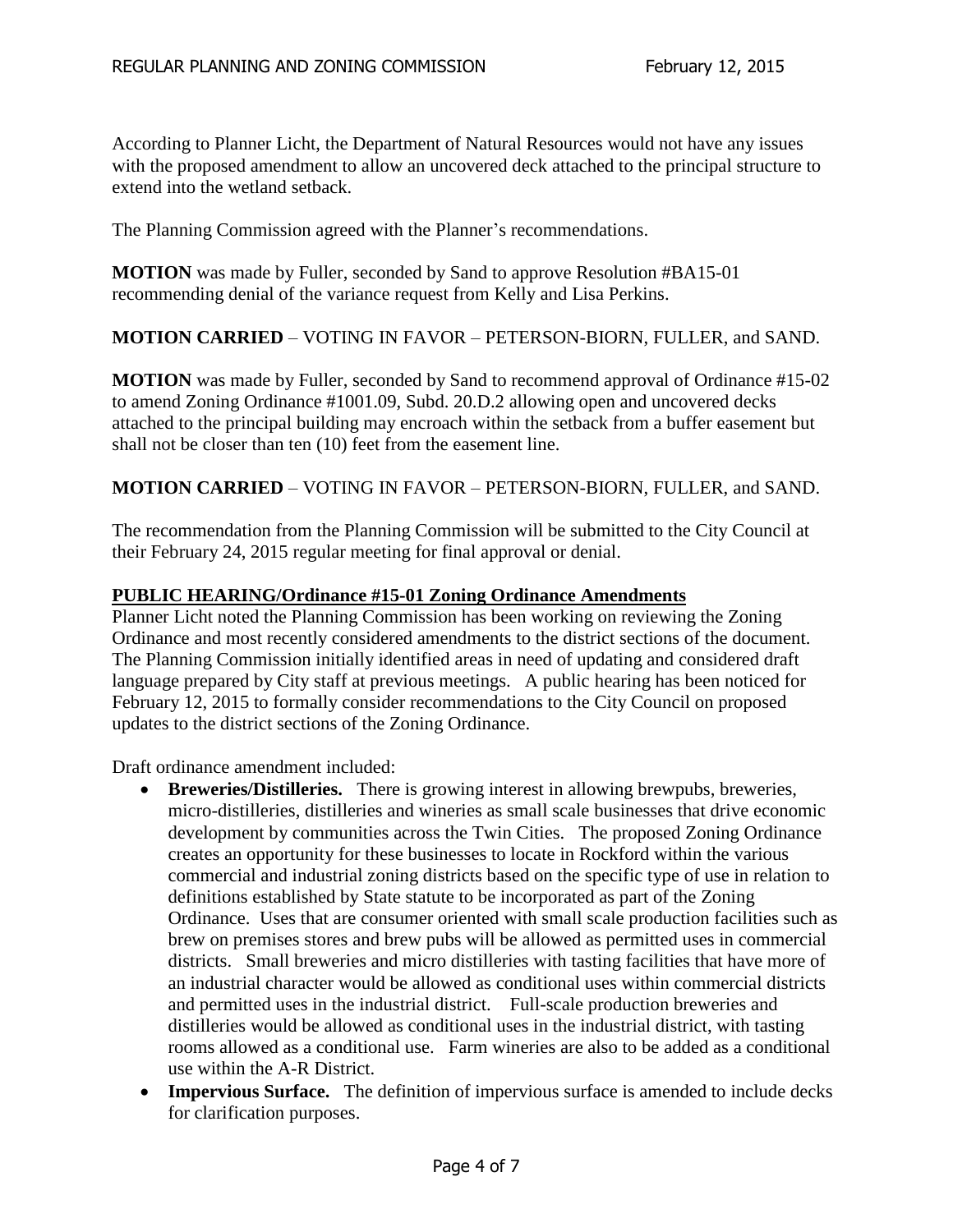According to Planner Licht, the Department of Natural Resources would not have any issues with the proposed amendment to allow an uncovered deck attached to the principal structure to extend into the wetland setback.

The Planning Commission agreed with the Planner's recommendations.

**MOTION** was made by Fuller, seconded by Sand to approve Resolution #BA15-01 recommending denial of the variance request from Kelly and Lisa Perkins.

**MOTION CARRIED** – VOTING IN FAVOR – PETERSON-BIORN, FULLER, and SAND.

**MOTION** was made by Fuller, seconded by Sand to recommend approval of Ordinance #15-02 to amend Zoning Ordinance #1001.09, Subd. 20.D.2 allowing open and uncovered decks attached to the principal building may encroach within the setback from a buffer easement but shall not be closer than ten (10) feet from the easement line.

**MOTION CARRIED** – VOTING IN FAVOR – PETERSON-BIORN, FULLER, and SAND.

The recommendation from the Planning Commission will be submitted to the City Council at their February 24, 2015 regular meeting for final approval or denial.

**PUBLIC HEARING/Ordinance #15-01 Zoning Ordinance Amendments**

Planner Licht noted the Planning Commission has been working on reviewing the Zoning Ordinance and most recently considered amendments to the district sections of the document. The Planning Commission initially identified areas in need of updating and considered draft language prepared by City staff at previous meetings. A public hearing has been noticed for February 12, 2015 to formally consider recommendations to the City Council on proposed updates to the district sections of the Zoning Ordinance.

Draft ordinance amendment included:

- **Breweries/Distilleries.** There is growing interest in allowing brewpubs, breweries, micro-distilleries, distilleries and wineries as small scale businesses that drive economic development by communities across the Twin Cities. The proposed Zoning Ordinance creates an opportunity for these businesses to locate in Rockford within the various commercial and industrial zoning districts based on the specific type of use in relation to definitions established by State statute to be incorporated as part of the Zoning Ordinance. Uses that are consumer oriented with small scale production facilities such as brew on premises stores and brew pubs will be allowed as permitted uses in commercial districts. Small breweries and micro distilleries with tasting facilities that have more of an industrial character would be allowed as conditional uses within commercial districts and permitted uses in the industrial district. Full-scale production breweries and distilleries would be allowed as conditional uses in the industrial district, with tasting rooms allowed as a conditional use. Farm wineries are also to be added as a conditional use within the A-R District.
- **Impervious Surface.** The definition of impervious surface is amended to include decks for clarification purposes.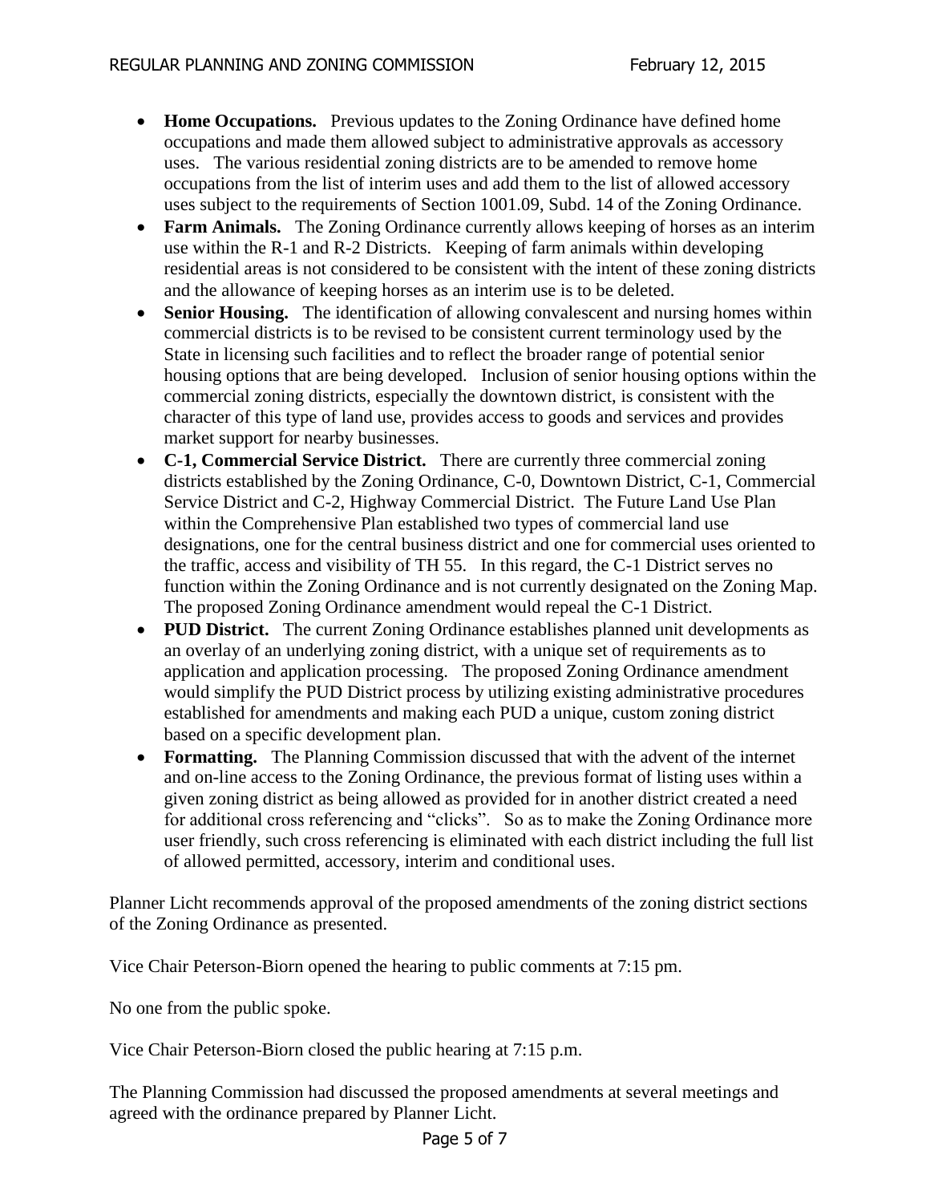- **Home Occupations.** Previous updates to the Zoning Ordinance have defined home occupations and made them allowed subject to administrative approvals as accessory uses. The various residential zoning districts are to be amended to remove home occupations from the list of interim uses and add them to the list of allowed accessory uses subject to the requirements of Section 1001.09, Subd. 14 of the Zoning Ordinance.
- **Farm Animals.** The Zoning Ordinance currently allows keeping of horses as an interim use within the R-1 and R-2 Districts. Keeping of farm animals within developing residential areas is not considered to be consistent with the intent of these zoning districts and the allowance of keeping horses as an interim use is to be deleted.
- **Senior Housing.** The identification of allowing convalescent and nursing homes within commercial districts is to be revised to be consistent current terminology used by the State in licensing such facilities and to reflect the broader range of potential senior housing options that are being developed. Inclusion of senior housing options within the commercial zoning districts, especially the downtown district, is consistent with the character of this type of land use, provides access to goods and services and provides market support for nearby businesses.
- **C-1, Commercial Service District.** There are currently three commercial zoning districts established by the Zoning Ordinance, C-0, Downtown District, C-1, Commercial Service District and C-2, Highway Commercial District. The Future Land Use Plan within the Comprehensive Plan established two types of commercial land use designations, one for the central business district and one for commercial uses oriented to the traffic, access and visibility of TH 55. In this regard, the C-1 District serves no function within the Zoning Ordinance and is not currently designated on the Zoning Map. The proposed Zoning Ordinance amendment would repeal the C-1 District.
- **PUD District.** The current Zoning Ordinance establishes planned unit developments as an overlay of an underlying zoning district, with a unique set of requirements as to application and application processing. The proposed Zoning Ordinance amendment would simplify the PUD District process by utilizing existing administrative procedures established for amendments and making each PUD a unique, custom zoning district based on a specific development plan.
- **Formatting.** The Planning Commission discussed that with the advent of the internet and on-line access to the Zoning Ordinance, the previous format of listing uses within a given zoning district as being allowed as provided for in another district created a need for additional cross referencing and "clicks". So as to make the Zoning Ordinance more user friendly, such cross referencing is eliminated with each district including the full list of allowed permitted, accessory, interim and conditional uses.

Planner Licht recommends approval of the proposed amendments of the zoning district sections of the Zoning Ordinance as presented.

Vice Chair Peterson-Biorn opened the hearing to public comments at 7:15 pm.

No one from the public spoke.

Vice Chair Peterson-Biorn closed the public hearing at 7:15 p.m.

The Planning Commission had discussed the proposed amendments at several meetings and agreed with the ordinance prepared by Planner Licht.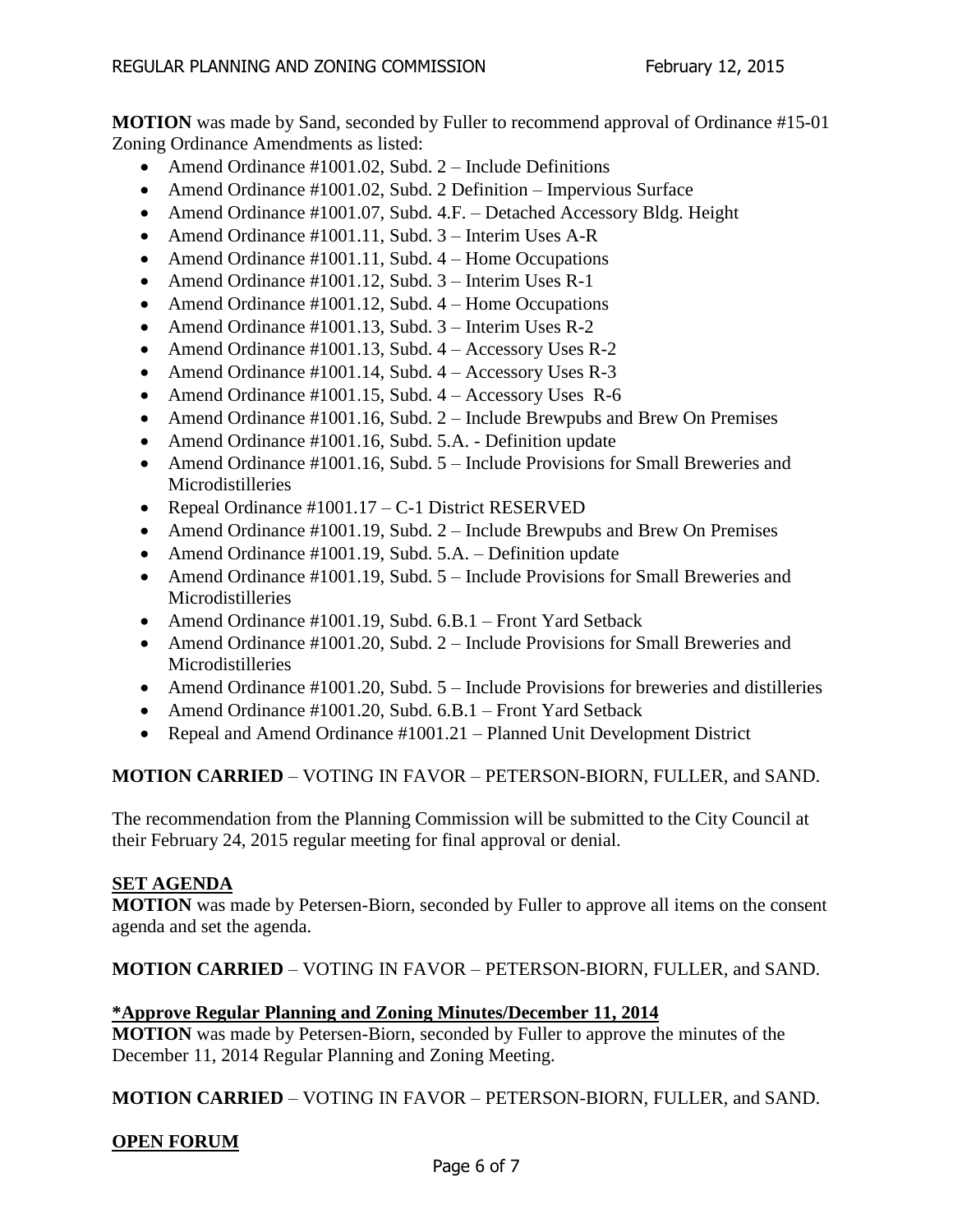**MOTION** was made by Sand, seconded by Fuller to recommend approval of Ordinance #15-01 Zoning Ordinance Amendments as listed:

- Amend Ordinance #1001.02, Subd. 2 – Include Definitions
- Amend Ordinance #1001.02, Subd. 2 Definition – Impervious Surface
- Amend Ordinance #1001.07, Subd. 4.F. – Detached Accessory Bldg. Height
- Amend Ordinance #1001.11, Subd. 3 – Interim Uses A-R
- Amend Ordinance #1001.11, Subd. 4 – Home Occupations
- Amend Ordinance #1001.12, Subd. 3 – Interim Uses R-1
- Amend Ordinance #1001.12, Subd. 4 – Home Occupations
- Amend Ordinance #1001.13, Subd. 3 – Interim Uses R-2
- Amend Ordinance #1001.13, Subd. 4 – Accessory Uses R-2
- Amend Ordinance #1001.14, Subd. 4 – Accessory Uses R-3
- Amend Ordinance #1001.15, Subd. 4 – Accessory Uses R-6
- Amend Ordinance #1001.16, Subd. 2 – Include Brewpubs and Brew On Premises
- Amend Ordinance #1001.16, Subd. 5.A. - Definition update
- Amend Ordinance #1001.16, Subd. 5 – Include Provisions for Small Breweries and Microdistilleries
- Repeal Ordinance #1001.17 – C-1 District RESERVED
- Amend Ordinance #1001.19, Subd. 2 – Include Brewpubs and Brew On Premises
- Amend Ordinance #1001.19, Subd. 5.A. – Definition update
- Amend Ordinance #1001.19, Subd. 5 – Include Provisions for Small Breweries and Microdistilleries
- Amend Ordinance #1001.19, Subd. 6.B.1 – Front Yard Setback
- Amend Ordinance #1001.20, Subd. 2 – Include Provisions for Small Breweries and Microdistilleries
- Amend Ordinance #1001.20, Subd. 5 – Include Provisions for breweries and distilleries
- Amend Ordinance #1001.20, Subd. 6.B.1 – Front Yard Setback
- Repeal and Amend Ordinance #1001.21 – Planned Unit Development District

**MOTION CARRIED** – VOTING IN FAVOR – PETERSON-BIORN, FULLER, and SAND.

The recommendation from the Planning Commission will be submitted to the City Council at their February 24, 2015 regular meeting for final approval or denial.

## SET AGENDA

**MOTION** was made by Petersen-Biorn, seconded by Fuller to approve all items on the consent agenda and set the agenda.

**MOTION CARRIED** – VOTING IN FAVOR – PETERSON-BIORN, FULLER, and SAND.

## *Approve Regular Planning and Zoning Minutes/December 11, 2014

**MOTION** was made by Petersen-Biorn, seconded by Fuller to approve the minutes of the December 11, 2014 Regular Planning and Zoning Meeting.

**MOTION CARRIED** – VOTING IN FAVOR – PETERSON-BIORN, FULLER, and SAND.

## OPEN FORUM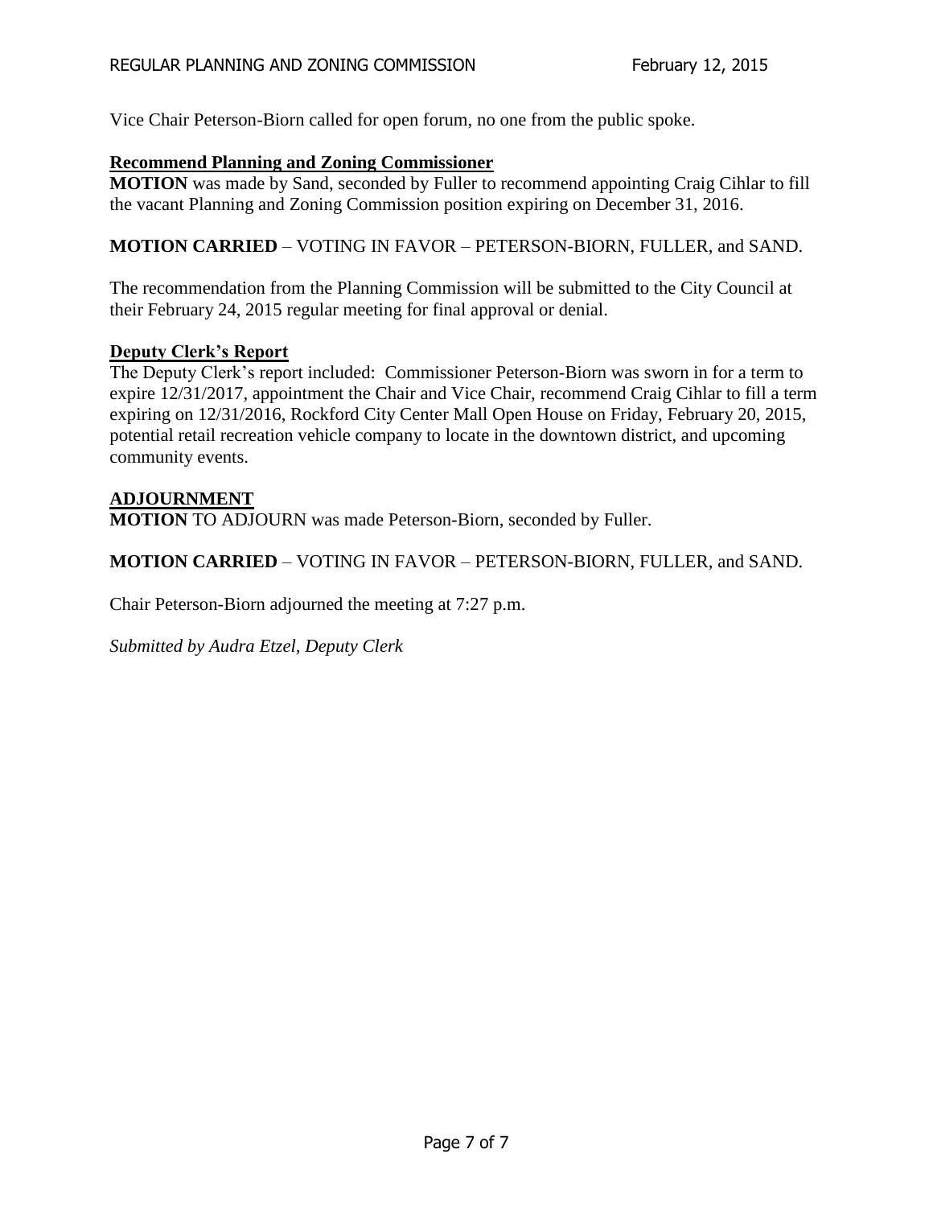Vice Chair Peterson-Biorn called for open forum, no one from the public spoke.

## Recommend Planning and Zoning Commissioner

**MOTION** was made by Sand, seconded by Fuller to recommend appointing Craig Cihlar to fill the vacant Planning and Zoning Commission position expiring on December 31, 2016.

**MOTION CARRIED** – VOTING IN FAVOR – PETERSON-BIORN, FULLER, and SAND.

The recommendation from the Planning Commission will be submitted to the City Council at their February 24, 2015 regular meeting for final approval or denial.

## Deputy Clerk's Report

The Deputy Clerk's report included: Commissioner Peterson-Biorn was sworn in for a term to expire 12/31/2017, appointment the Chair and Vice Chair, recommend Craig Cihlar to fill a term expiring on 12/31/2016, Rockford City Center Mall Open House on Friday, February 20, 2015, potential retail recreation vehicle company to locate in the downtown district, and upcoming community events.

## ADJOURNMENT

**MOTION** TO ADJOURN was made Peterson-Biorn, seconded by Fuller.

**MOTION CARRIED** – VOTING IN FAVOR – PETERSON-BIORN, FULLER, and SAND.

Chair Peterson-Biorn adjourned the meeting at 7:27 p.m.

*Submitted by Audra Etzel, Deputy Clerk*